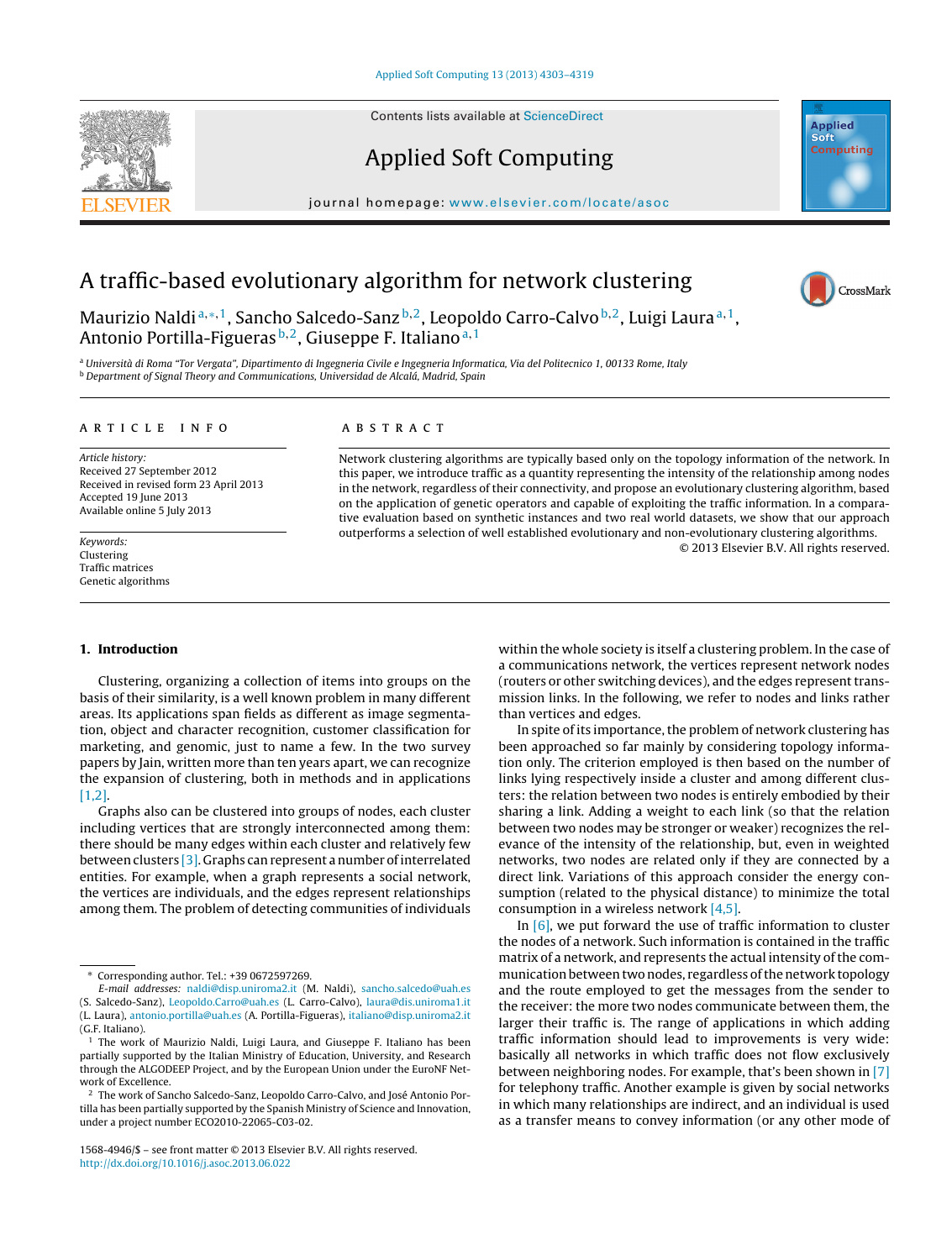# A traffic-based evolutionary algorithm for network clustering

Maurizio Naldi [a,*,1], Sancho Salcedo-Sanz [b,2], Leopoldo Carro-Calvo [b,2], Luigi Laura [a,1], Antonio Portilla-Figueras [b,2], Giuseppe F. Italiano [a,1]

[a] Università di Roma "Tor Vergata", Dipartimento di Ingegneria Civile e Ingegneria Informatica, Via del Politecnico 1, 00133 Rome, Italy
[b] Department of Signal Theory and Communications, Universidad de Alcalá, Madrid, Spain

## ARTICLE INFO

*Article history:*
Received 27 September 2012
Received in revised form 23 April 2013
Accepted 19 June 2013
Available online 5 July 2013

*Keywords:*
Clustering
Traffic matrices
Genetic algorithms

## ABSTRACT

Network clustering algorithms are typically based only on the topology information of the network. In this paper, we introduce traffic as a quantity representing the intensity of the relationship among nodes in the network, regardless of their connectivity, and propose an evolutionary clustering algorithm, based on the application of genetic operators and capable of exploiting the traffic information. In a comparative evaluation based on synthetic instances and two real world datasets, we show that our approach outperforms a selection of well established evolutionary and non-evolutionary clustering algorithms.

© 2013 Elsevier B.V. All rights reserved.

## 1. Introduction

Clustering, organizing a collection of items into groups on the basis of their similarity, is a well known problem in many different areas. Its applications span fields as different as image segmentation, object and character recognition, customer classification for marketing, and genomic, just to name a few. In the two survey papers by Jain, written more than ten years apart, we can recognize the expansion of clustering, both in methods and in applications [1,2].

Graphs also can be clustered into groups of nodes, each cluster including vertices that are strongly interconnected among them: there should be many edges within each cluster and relatively few between clusters [3]. Graphs can represent a number of interrelated entities. For example, when a graph represents a social network, the vertices are individuals, and the edges represent relationships among them. The problem of detecting communities of individuals within the whole society is itself a clustering problem. In the case of a communications network, the vertices represent network nodes (routers or other switching devices), and the edges represent transmission links. In the following, we refer to nodes and links rather than vertices and edges.

In spite of its importance, the problem of network clustering has been approached so far mainly by considering topology information only. The criterion employed is then based on the number of links lying respectively inside a cluster and among different clusters: the relation between two nodes is entirely embodied by their sharing a link. Adding a weight to each link (so that the relation between two nodes may be stronger or weaker) recognizes the relevance of the intensity of the relationship, but, even in weighted networks, two nodes are related only if they are connected by a direct link. Variations of this approach consider the energy consumption (related to the physical distance) to minimize the total consumption in a wireless network [4,5].

In [6], we put forward the use of traffic information to cluster the nodes of a network. Such information is contained in the traffic matrix of a network, and represents the actual intensity of the communication between two nodes, regardless of the network topology and the route employed to get the messages from the sender to the receiver: the more two nodes communicate between them, the larger their traffic is. The range of applications in which adding traffic information should lead to improvements is very wide: basically all networks in which traffic does not flow exclusively between neighboring nodes. For example, that's been shown in [7] for telephony traffic. Another example is given by social networks in which many relationships are indirect, and an individual is used as a transfer means to convey information (or any other mode of

---

* Corresponding author. Tel.: +39 0672597269.
*E-mail addresses:* naldi@disp.uniroma2.it (M. Naldi), sancho.salcedo@uah.es (S. Salcedo-Sanz), Leopoldo.Carro@uah.es (L. Carro-Calvo), laura@dis.uniroma1.it (L. Laura), antonio.portilla@uah.es (A. Portilla-Figueras), italiano@disp.uniroma2.it (G.F. Italiano).

[1] The work of Maurizio Naldi, Luigi Laura, and Giuseppe F. Italiano has been partially supported by the Italian Ministry of Education, University, and Research through the ALGODEEP Project, and by the European Union under the EuroNF Network of Excellence.

[2] The work of Sancho Salcedo-Sanz, Leopoldo Carro-Calvo, and José Antonio Portilla has been partially supported by the Spanish Ministry of Science and Innovation, under a project number ECO2010-22065-C03-02.

1568-4946/$ – see front matter © 2013 Elsevier B.V. All rights reserved.
http://dx.doi.org/10.1016/j.asoc.2013.06.022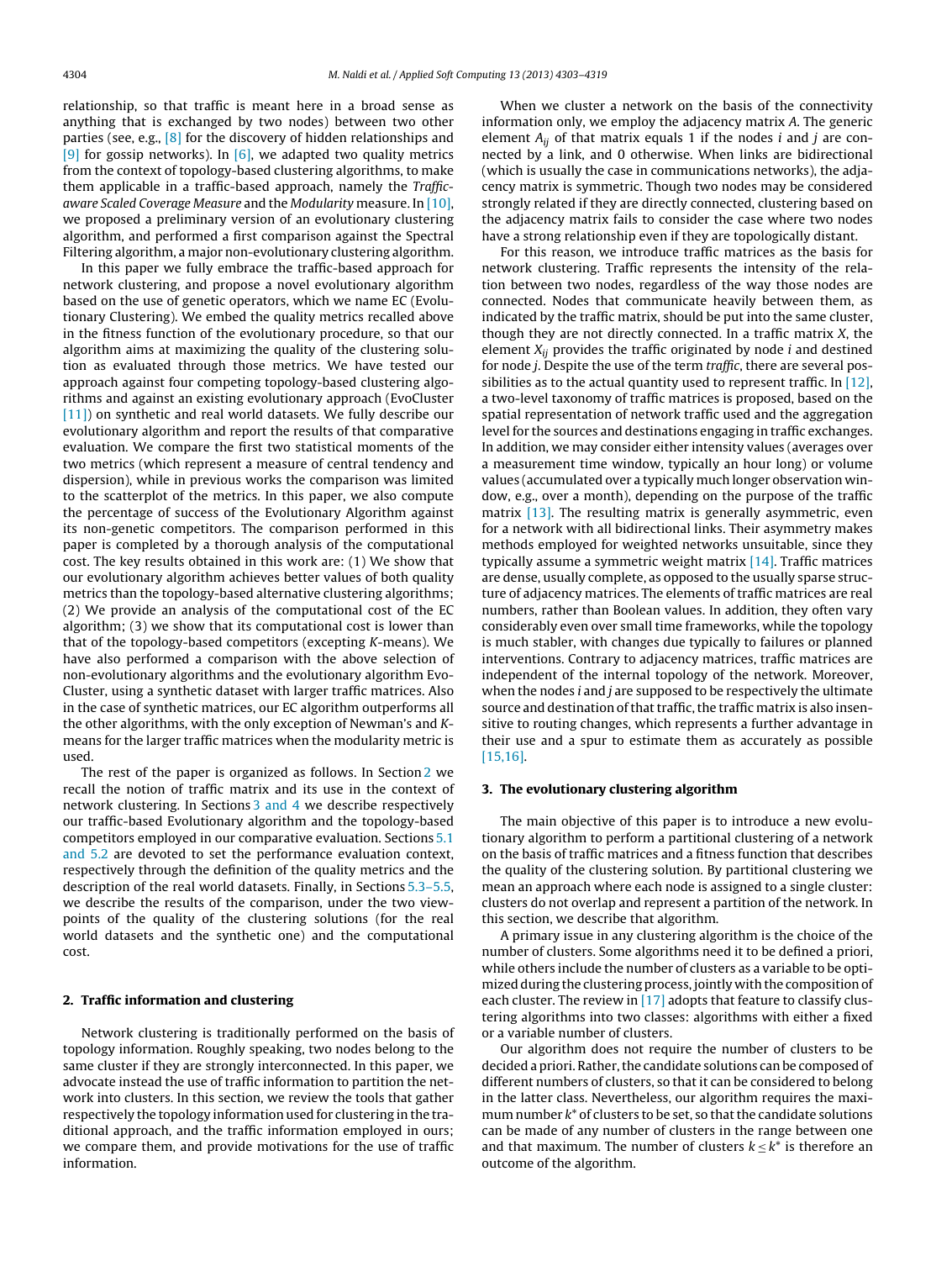relationship, so that traffic is meant here in a broad sense as anything that is exchanged by two nodes) between two other parties (see, e.g., [8] for the discovery of hidden relationships and [9] for gossip networks). In [6], we adapted two quality metrics from the context of topology-based clustering algorithms, to make them applicable in a traffic-based approach, namely the *Traffic-aware Scaled Coverage Measure* and the *Modularity* measure. In [10], we proposed a preliminary version of an evolutionary clustering algorithm, and performed a first comparison against the Spectral Filtering algorithm, a major non-evolutionary clustering algorithm.

In this paper we fully embrace the traffic-based approach for network clustering, and propose a novel evolutionary algorithm based on the use of genetic operators, which we name EC (Evolutionary Clustering). We embed the quality metrics recalled above in the fitness function of the evolutionary procedure, so that our algorithm aims at maximizing the quality of the clustering solution as evaluated through those metrics. We have tested our approach against four competing topology-based clustering algorithms and against an existing evolutionary approach (EvoCluster [11]) on synthetic and real world datasets. We fully describe our evolutionary algorithm and report the results of that comparative evaluation. We compare the first two statistical moments of the two metrics (which represent a measure of central tendency and dispersion), while in previous works the comparison was limited to the scatterplot of the metrics. In this paper, we also compute the percentage of success of the Evolutionary Algorithm against its non-genetic competitors. The comparison performed in this paper is completed by a thorough analysis of the computational cost. The key results obtained in this work are: (1) We show that our evolutionary algorithm achieves better values of both quality metrics than the topology-based alternative clustering algorithms; (2) We provide an analysis of the computational cost of the EC algorithm; (3) we show that its computational cost is lower than that of the topology-based competitors (excepting *K*-means). We have also performed a comparison with the above selection of non-evolutionary algorithms and the evolutionary algorithm EvoCluster, using a synthetic dataset with larger traffic matrices. Also in the case of synthetic matrices, our EC algorithm outperforms all the other algorithms, with the only exception of Newman's and *K*-means for the larger traffic matrices when the modularity metric is used.

The rest of the paper is organized as follows. In Section 2 we recall the notion of traffic matrix and its use in the context of network clustering. In Sections 3 and 4 we describe respectively our traffic-based Evolutionary algorithm and the topology-based competitors employed in our comparative evaluation. Sections 5.1 and 5.2 are devoted to set the performance evaluation context, respectively through the definition of the quality metrics and the description of the real world datasets. Finally, in Sections 5.3–5.5, we describe the results of the comparison, under the two viewpoints of the quality of the clustering solutions (for the real world datasets and the synthetic one) and the computational cost.

## 2. Traffic information and clustering

Network clustering is traditionally performed on the basis of topology information. Roughly speaking, two nodes belong to the same cluster if they are strongly interconnected. In this paper, we advocate instead the use of traffic information to partition the network into clusters. In this section, we review the tools that gather respectively the topology information used for clustering in the traditional approach, and the traffic information employed in ours; we compare them, and provide motivations for the use of traffic information.

When we cluster a network on the basis of the connectivity information only, we employ the adjacency matrix $A$. The generic element $A_{ij}$ of that matrix equals 1 if the nodes $i$ and $j$ are connected by a link, and 0 otherwise. When links are bidirectional (which is usually the case in communications networks), the adjacency matrix is symmetric. Though two nodes may be considered strongly related if they are directly connected, clustering based on the adjacency matrix fails to consider the case where two nodes have a strong relationship even if they are topologically distant.

For this reason, we introduce traffic matrices as the basis for network clustering. Traffic represents the intensity of the relation between two nodes, regardless of the way those nodes are connected. Nodes that communicate heavily between them, as indicated by the traffic matrix, should be put into the same cluster, though they are not directly connected. In a traffic matrix $X$, the element $X_{ij}$ provides the traffic originated by node $i$ and destined for node $j$. Despite the use of the term *traffic*, there are several possibilities as to the actual quantity used to represent traffic. In [12], a two-level taxonomy of traffic matrices is proposed, based on the spatial representation of network traffic used and the aggregation level for the sources and destinations engaging in traffic exchanges. In addition, we may consider either intensity values (averages over a measurement time window, typically an hour long) or volume values (accumulated over a typically much longer observation window, e.g., over a month), depending on the purpose of the traffic matrix [13]. The resulting matrix is generally asymmetric, even for a network with all bidirectional links. Their asymmetry makes methods employed for weighted networks unsuitable, since they typically assume a symmetric weight matrix [14]. Traffic matrices are dense, usually complete, as opposed to the usually sparse structure of adjacency matrices. The elements of traffic matrices are real numbers, rather than Boolean values. In addition, they often vary considerably even over small time frameworks, while the topology is much stabler, with changes due typically to failures or planned interventions. Contrary to adjacency matrices, traffic matrices are independent of the internal topology of the network. Moreover, when the nodes $i$ and $j$ are supposed to be respectively the ultimate source and destination of that traffic, the traffic matrix is also insensitive to routing changes, which represents a further advantage in their use and a spur to estimate them as accurately as possible [15,16].

## 3. The evolutionary clustering algorithm

The main objective of this paper is to introduce a new evolutionary algorithm to perform a partitional clustering of a network on the basis of traffic matrices and a fitness function that describes the quality of the clustering solution. By partitional clustering we mean an approach where each node is assigned to a single cluster: clusters do not overlap and represent a partition of the network. In this section, we describe that algorithm.

A primary issue in any clustering algorithm is the choice of the number of clusters. Some algorithms need it to be defined a priori, while others include the number of clusters as a variable to be optimized during the clustering process, jointly with the composition of each cluster. The review in [17] adopts that feature to classify clustering algorithms into two classes: algorithms with either a fixed or a variable number of clusters.

Our algorithm does not require the number of clusters to be decided a priori. Rather, the candidate solutions can be composed of different numbers of clusters, so that it can be considered to belong in the latter class. Nevertheless, our algorithm requires the maximum number $k^*$ of clusters to be set, so that the candidate solutions can be made of any number of clusters in the range between one and that maximum. The number of clusters $k \leq k^*$ is therefore an outcome of the algorithm.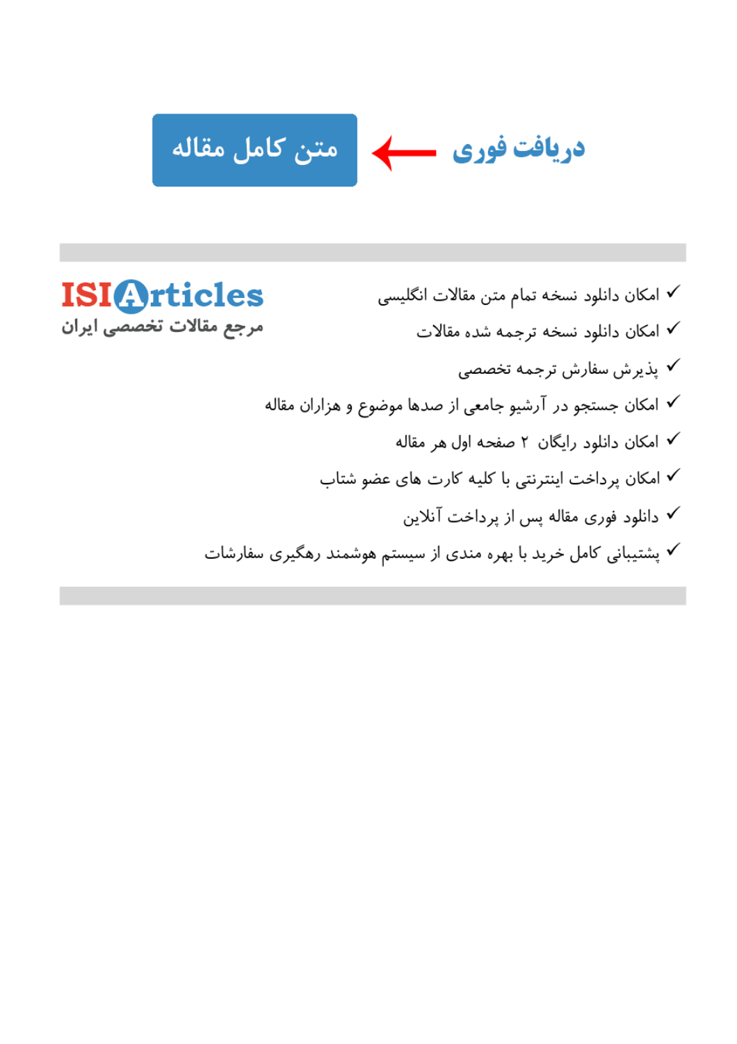دریافت فوری ← متن کامل مقاله

**ISIArticles**
مرجع مقالات تخصصی ایران

- ✓ امکان دانلود نسخه تمام متن مقالات انگلیسی
- ✓ امکان دانلود نسخه ترجمه شده مقالات
- ✓ پذیرش سفارش ترجمه تخصصی
- ✓ امکان جستجو در آرشیو جامعی از صدها موضوع و هزاران مقاله
- ✓ امکان دانلود رایگان ۲ صفحه اول هر مقاله
- ✓ امکان پرداخت اینترنتی با کلیه کارت های عضو شتاب
- ✓ دانلود فوری مقاله پس از پرداخت آنلاین
- ✓ پشتیبانی کامل خرید با بهره مندی از سیستم هوشمند رهگیری سفارشات